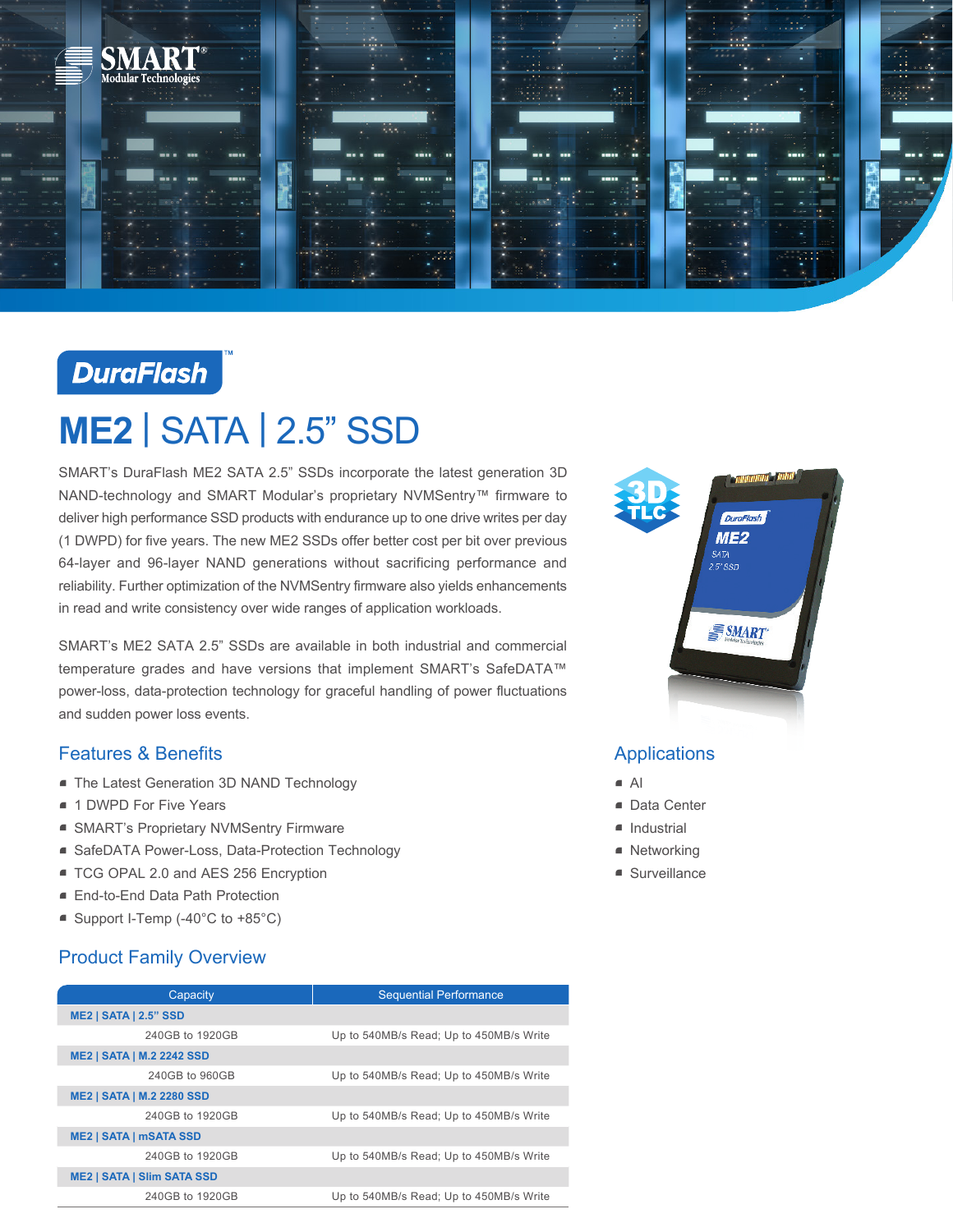DuraFlash™

# ME2 | SATA | 2.5" SSD

SMART's DuraFlash ME2 SATA 2.5" SSDs incorporate the latest generation 3D NAND-technology and SMART Modular's proprietary NVMSentry™ firmware to deliver high performance SSD products with endurance up to one drive writes per day (1 DWPD) for five years. The new ME2 SSDs offer better cost per bit over previous 64-layer and 96-layer NAND generations without sacrificing performance and reliability. Further optimization of the NVMSentry firmware also yields enhancements in read and write consistency over wide ranges of application workloads.

SMART's ME2 SATA 2.5" SSDs are available in both industrial and commercial temperature grades and have versions that implement SMART's SafeDATA™ power-loss, data-protection technology for graceful handling of power fluctuations and sudden power loss events.

## Features & Benefits

- The Latest Generation 3D NAND Technology
- 1 DWPD For Five Years
- SMART's Proprietary NVMSentry Firmware
- SafeDATA Power-Loss, Data-Protection Technology
- TCG OPAL 2.0 and AES 256 Encryption
- End-to-End Data Path Protection
- Support I-Temp (-40°C to +85°C)

## Applications

- AI
- Data Center
- Industrial
- Networking
- Surveillance

## Product Family Overview

| Capacity | Sequential Performance |
| --- | --- |
| **ME2 \| SATA \| 2.5" SSD** | |
| 240GB to 1920GB | Up to 540MB/s Read; Up to 450MB/s Write |
| **ME2 \| SATA \| M.2 2242 SSD** | |
| 240GB to 960GB | Up to 540MB/s Read; Up to 450MB/s Write |
| **ME2 \| SATA \| M.2 2280 SSD** | |
| 240GB to 1920GB | Up to 540MB/s Read; Up to 450MB/s Write |
| **ME2 \| SATA \| mSATA SSD** | |
| 240GB to 1920GB | Up to 540MB/s Read; Up to 450MB/s Write |
| **ME2 \| SATA \| Slim SATA SSD** | |
| 240GB to 1920GB | Up to 540MB/s Read; Up to 450MB/s Write |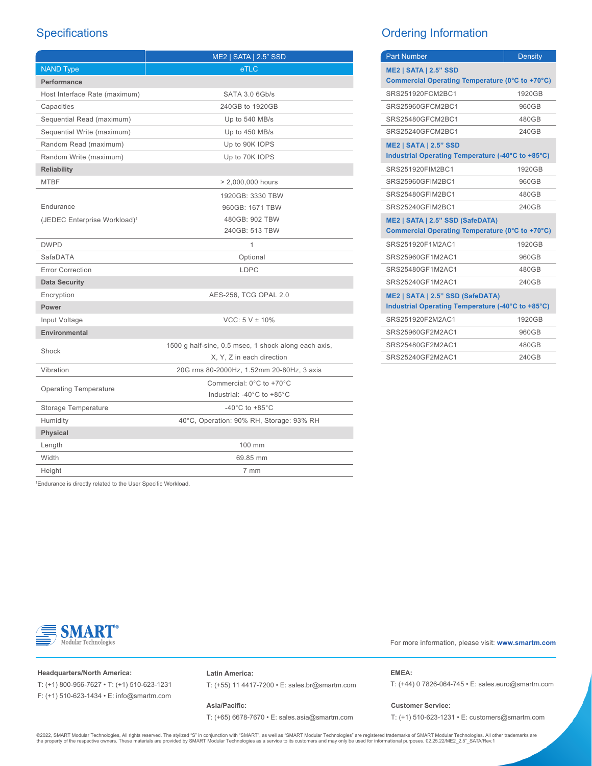## Specifications

| | ME2 \| SATA \| 2.5" SSD |
|---|---|
| NAND Type | eTLC |
| **Performance** | |
| Host Interface Rate (maximum) | SATA 3.0 6Gb/s |
| Capacities | 240GB to 1920GB |
| Sequential Read (maximum) | Up to 540 MB/s |
| Sequential Write (maximum) | Up to 450 MB/s |
| Random Read (maximum) | Up to 90K IOPS |
| Random Write (maximum) | Up to 70K IOPS |
| **Reliability** | |
| MTBF | > 2,000,000 hours |
| Endurance (JEDEC Enterprise Workload)[1] | 1920GB: 3330 TBW<br>960GB: 1671 TBW<br>480GB: 902 TBW<br>240GB: 513 TBW |
| DWPD | 1 |
| SafaDATA | Optional |
| Error Correction | LDPC |
| **Data Security** | |
| Encryption | AES-256, TCG OPAL 2.0 |
| **Power** | |
| Input Voltage | VCC: 5 V ± 10% |
| **Environmental** | |
| Shock | 1500 g half-sine, 0.5 msec, 1 shock along each axis, X, Y, Z in each direction |
| Vibration | 20G rms 80-2000Hz, 1.52mm 20-80Hz, 3 axis |
| Operating Temperature | Commercial: 0°C to +70°C<br>Industrial: -40°C to +85°C |
| Storage Temperature | -40°C to +85°C |
| Humidity | 40°C, Operation: 90% RH, Storage: 93% RH |
| **Physical** | |
| Length | 100 mm |
| Width | 69.85 mm |
| Height | 7 mm |

[1]Endurance is directly related to the User Specific Workload.

## Ordering Information

| Part Number | Density |
|---|---|
| **ME2 \| SATA \| 2.5" SSD Commercial Operating Temperature (0°C to +70°C)** | |
| SRS251920FCM2BC1 | 1920GB |
| SRS25960GFCM2BC1 | 960GB |
| SRS25480GFCM2BC1 | 480GB |
| SRS25240GFCM2BC1 | 240GB |
| **ME2 \| SATA \| 2.5" SSD Industrial Operating Temperature (-40°C to +85°C)** | |
| SRS251920FIM2BC1 | 1920GB |
| SRS25960GFIM2BC1 | 960GB |
| SRS25480GFIM2BC1 | 480GB |
| SRS25240GFIM2BC1 | 240GB |
| **ME2 \| SATA \| 2.5" SSD (SafeDATA) Commercial Operating Temperature (0°C to +70°C)** | |
| SRS251920F1M2AC1 | 1920GB |
| SRS25960GF1M2AC1 | 960GB |
| SRS25480GF1M2AC1 | 480GB |
| SRS25240GF1M2AC1 | 240GB |
| **ME2 \| SATA \| 2.5" SSD (SafeDATA) Industrial Operating Temperature (-40°C to +85°C)** | |
| SRS251920F2M2AC1 | 1920GB |
| SRS25960GF2M2AC1 | 960GB |
| SRS25480GF2M2AC1 | 480GB |
| SRS25240GF2M2AC1 | 240GB |

SMART® Modular Technologies

For more information, please visit: **www.smartm.com**

**Headquarters/North America:**
T: (+1) 800-956-7627 • T: (+1) 510-623-1231
F: (+1) 510-623-1434 • E: info@smartm.com

**Latin America:**
T: (+55) 11 4417-7200 • E: sales.br@smartm.com

**Asia/Pacific:**
T: (+65) 6678-7670 • E: sales.asia@smartm.com

**EMEA:**
T: (+44) 0 7826-064-745 • E: sales.euro@smartm.com

**Customer Service:**
T: (+1) 510-623-1231 • E: customers@smartm.com

©2022, SMART Modular Technologies, All rights reserved. The stylized "S" in conjunction with "SMART", as well as "SMART Modular Technologies" are registered trademarks of SMART Modular Technologies. All other trademarks are the property of the respective owners. These materials are provided by SMART Modular Technologies as a service to its customers and may only be used for informational purposes. 02.25.22/ME2_2.5"_SATA/Rev.1